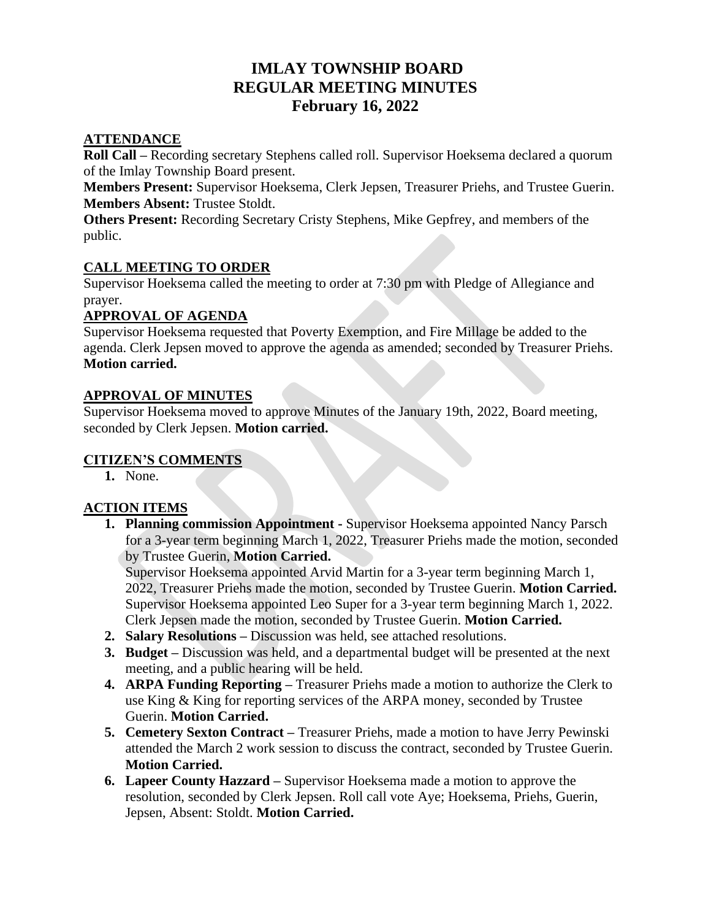# IMLAY TOWNSHIP BOARD
# REGULAR MEETING MINUTES
# February 16, 2022

## ATTENDANCE

**Roll Call –** Recording secretary Stephens called roll. Supervisor Hoeksema declared a quorum of the Imlay Township Board present.

**Members Present:** Supervisor Hoeksema, Clerk Jepsen, Treasurer Priehs, and Trustee Guerin.

**Members Absent:** Trustee Stoldt.

**Others Present:** Recording Secretary Cristy Stephens, Mike Gepfrey, and members of the public.

## CALL MEETING TO ORDER

Supervisor Hoeksema called the meeting to order at 7:30 pm with Pledge of Allegiance and prayer.

## APPROVAL OF AGENDA

Supervisor Hoeksema requested that Poverty Exemption, and Fire Millage be added to the agenda. Clerk Jepsen moved to approve the agenda as amended; seconded by Treasurer Priehs. **Motion carried.**

## APPROVAL OF MINUTES

Supervisor Hoeksema moved to approve Minutes of the January 19th, 2022, Board meeting, seconded by Clerk Jepsen. **Motion carried.**

## CITIZEN'S COMMENTS

1. None.

## ACTION ITEMS

1. **Planning commission Appointment -** Supervisor Hoeksema appointed Nancy Parsch for a 3-year term beginning March 1, 2022, Treasurer Priehs made the motion, seconded by Trustee Guerin, **Motion Carried.**
   Supervisor Hoeksema appointed Arvid Martin for a 3-year term beginning March 1, 2022, Treasurer Priehs made the motion, seconded by Trustee Guerin. **Motion Carried.** Supervisor Hoeksema appointed Leo Super for a 3-year term beginning March 1, 2022. Clerk Jepsen made the motion, seconded by Trustee Guerin. **Motion Carried.**
2. **Salary Resolutions –** Discussion was held, see attached resolutions.
3. **Budget –** Discussion was held, and a departmental budget will be presented at the next meeting, and a public hearing will be held.
4. **ARPA Funding Reporting –** Treasurer Priehs made a motion to authorize the Clerk to use King & King for reporting services of the ARPA money, seconded by Trustee Guerin. **Motion Carried.**
5. **Cemetery Sexton Contract –** Treasurer Priehs, made a motion to have Jerry Pewinski attended the March 2 work session to discuss the contract, seconded by Trustee Guerin. **Motion Carried.**
6. **Lapeer County Hazzard –** Supervisor Hoeksema made a motion to approve the resolution, seconded by Clerk Jepsen. Roll call vote Aye; Hoeksema, Priehs, Guerin, Jepsen, Absent: Stoldt. **Motion Carried.**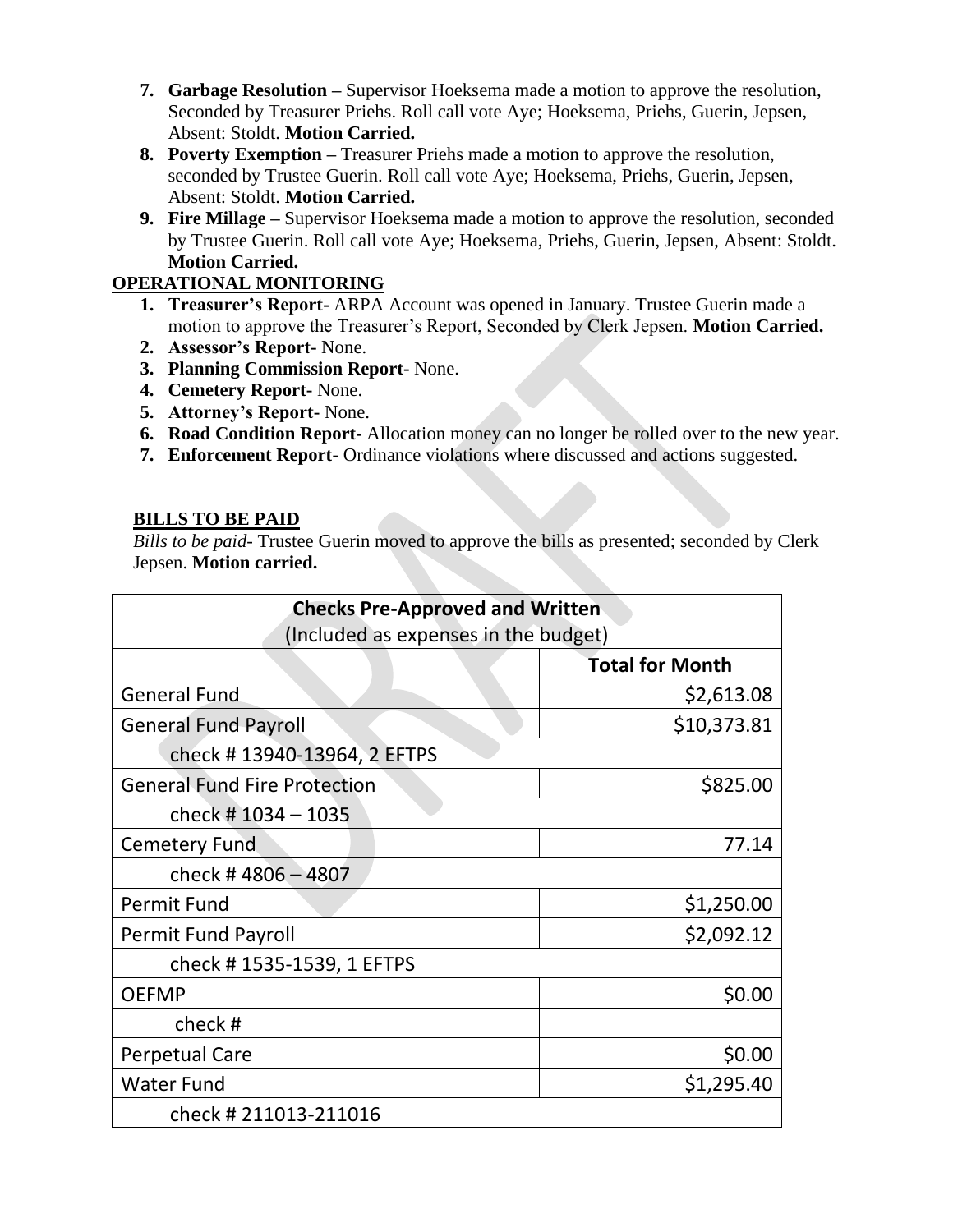7. **Garbage Resolution –** Supervisor Hoeksema made a motion to approve the resolution, Seconded by Treasurer Priehs. Roll call vote Aye; Hoeksema, Priehs, Guerin, Jepsen, Absent: Stoldt. **Motion Carried.**
8. **Poverty Exemption –** Treasurer Priehs made a motion to approve the resolution, seconded by Trustee Guerin. Roll call vote Aye; Hoeksema, Priehs, Guerin, Jepsen, Absent: Stoldt. **Motion Carried.**
9. **Fire Millage –** Supervisor Hoeksema made a motion to approve the resolution, seconded by Trustee Guerin. Roll call vote Aye; Hoeksema, Priehs, Guerin, Jepsen, Absent: Stoldt. **Motion Carried.**

## OPERATIONAL MONITORING

1. **Treasurer's Report-** ARPA Account was opened in January. Trustee Guerin made a motion to approve the Treasurer's Report, Seconded by Clerk Jepsen. **Motion Carried.**
2. **Assessor's Report-** None.
3. **Planning Commission Report-** None.
4. **Cemetery Report-** None.
5. **Attorney's Report-** None.
6. **Road Condition Report-** Allocation money can no longer be rolled over to the new year.
7. **Enforcement Report-** Ordinance violations where discussed and actions suggested.

## BILLS TO BE PAID

*Bills to be paid*- Trustee Guerin moved to approve the bills as presented; seconded by Clerk Jepsen. **Motion carried.**

| **Checks Pre-Approved and Written** (Included as expenses in the budget) | |
|---|---|
| | **Total for Month** |
| General Fund | $2,613.08 |
| General Fund Payroll | $10,373.81 |
| check # 13940-13964, 2 EFTPS | |
| General Fund Fire Protection | $825.00 |
| check # 1034 – 1035 | |
| Cemetery Fund | 77.14 |
| check # 4806 – 4807 | |
| Permit Fund | $1,250.00 |
| Permit Fund Payroll | $2,092.12 |
| check # 1535-1539, 1 EFTPS | |
| OEFMP | $0.00 |
| check # | |
| Perpetual Care | $0.00 |
| Water Fund | $1,295.40 |
| check # 211013-211016 | |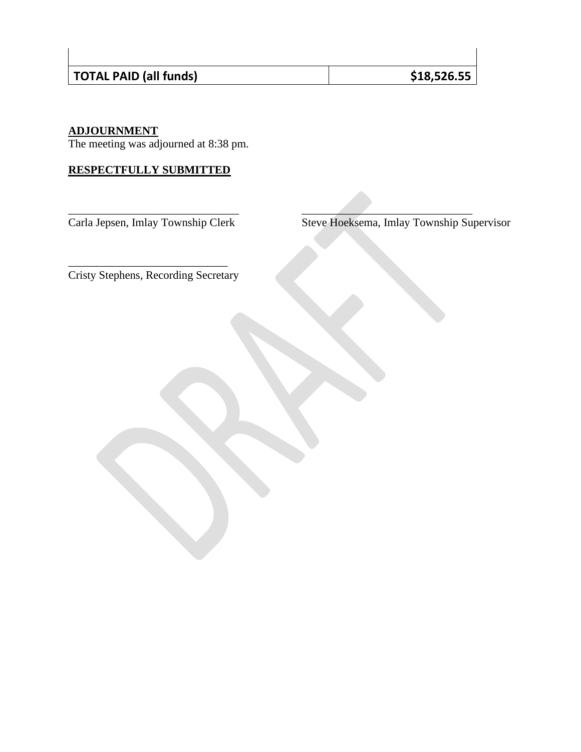| | |
|---|---|
| **TOTAL PAID (all funds)** | **$18,526.55** |

**ADJOURNMENT**

The meeting was adjourned at 8:38 pm.

**RESPECTFULLY SUBMITTED**

\_\_\_\_\_\_\_\_\_\_\_\_\_\_\_\_\_\_\_\_\_\_\_\_\_\_\_\_\_\_\_\_
Carla Jepsen, Imlay Township Clerk

\_\_\_\_\_\_\_\_\_\_\_\_\_\_\_\_\_\_\_\_\_\_\_\_\_\_\_\_\_\_\_\_
Steve Hoeksema, Imlay Township Supervisor

\_\_\_\_\_\_\_\_\_\_\_\_\_\_\_\_\_\_\_\_\_\_\_\_\_\_\_\_\_\_
Cristy Stephens, Recording Secretary

DRAFT